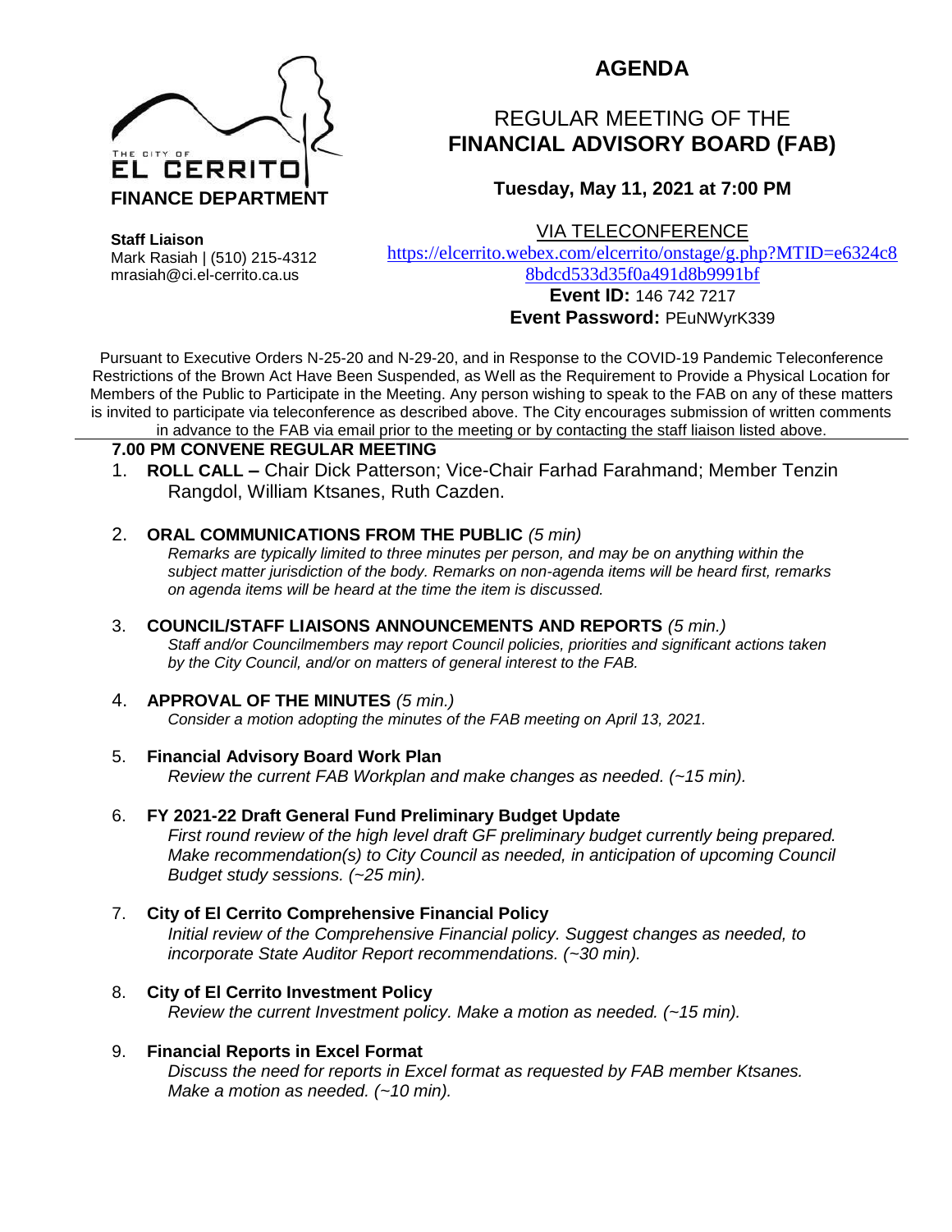THE CITY OF EL CERRITO

**FINANCE DEPARTMENT**

**Staff Liaison**
Mark Rasiah | (510) 215-4312
mrasiah@ci.el-cerrito.ca.us

# AGENDA

## REGULAR MEETING OF THE **FINANCIAL ADVISORY BOARD (FAB)**

### Tuesday, May 11, 2021 at 7:00 PM

VIA TELECONFERENCE
https://elcerrito.webex.com/elcerrito/onstage/g.php?MTID=e6324c88bdcd533d35f0a491d8b9991bf
**Event ID:** 146 742 7217
**Event Password:** PEuNWyrK339

Pursuant to Executive Orders N-25-20 and N-29-20, and in Response to the COVID-19 Pandemic Teleconference Restrictions of the Brown Act Have Been Suspended, as Well as the Requirement to Provide a Physical Location for Members of the Public to Participate in the Meeting. Any person wishing to speak to the FAB on any of these matters is invited to participate via teleconference as described above. The City encourages submission of written comments in advance to the FAB via email prior to the meeting or by contacting the staff liaison listed above.

**7.00 PM CONVENE REGULAR MEETING**

1. **ROLL CALL –** Chair Dick Patterson; Vice-Chair Farhad Farahmand; Member Tenzin Rangdol, William Ktsanes, Ruth Cazden.

2. **ORAL COMMUNICATIONS FROM THE PUBLIC** *(5 min)*
   *Remarks are typically limited to three minutes per person, and may be on anything within the subject matter jurisdiction of the body. Remarks on non-agenda items will be heard first, remarks on agenda items will be heard at the time the item is discussed.*

3. **COUNCIL/STAFF LIAISONS ANNOUNCEMENTS AND REPORTS** *(5 min.)*
   *Staff and/or Councilmembers may report Council policies, priorities and significant actions taken by the City Council, and/or on matters of general interest to the FAB.*

4. **APPROVAL OF THE MINUTES** *(5 min.)*
   *Consider a motion adopting the minutes of the FAB meeting on April 13, 2021.*

5. **Financial Advisory Board Work Plan**
   *Review the current FAB Workplan and make changes as needed. (~15 min).*

6. **FY 2021-22 Draft General Fund Preliminary Budget Update**
   *First round review of the high level draft GF preliminary budget currently being prepared. Make recommendation(s) to City Council as needed, in anticipation of upcoming Council Budget study sessions. (~25 min).*

7. **City of El Cerrito Comprehensive Financial Policy**
   *Initial review of the Comprehensive Financial policy. Suggest changes as needed, to incorporate State Auditor Report recommendations. (~30 min).*

8. **City of El Cerrito Investment Policy**
   *Review the current Investment policy. Make a motion as needed. (~15 min).*

9. **Financial Reports in Excel Format**
   *Discuss the need for reports in Excel format as requested by FAB member Ktsanes. Make a motion as needed. (~10 min).*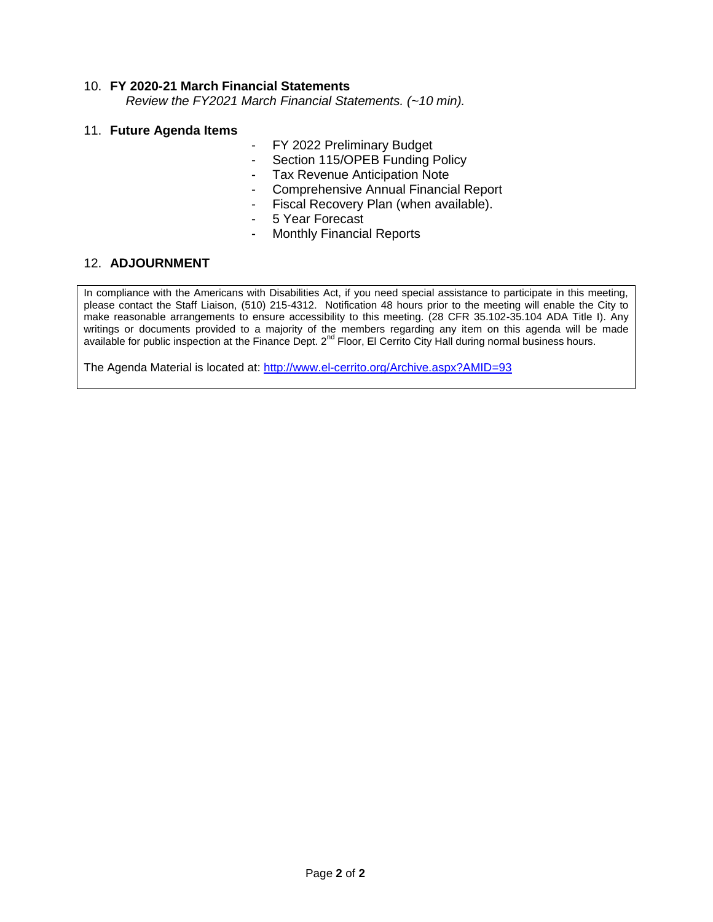10. **FY 2020-21 March Financial Statements**
    *Review the FY2021 March Financial Statements. (~10 min).*

11. **Future Agenda Items**
    - FY 2022 Preliminary Budget
    - Section 115/OPEB Funding Policy
    - Tax Revenue Anticipation Note
    - Comprehensive Annual Financial Report
    - Fiscal Recovery Plan (when available).
    - 5 Year Forecast
    - Monthly Financial Reports

12. **ADJOURNMENT**

In compliance with the Americans with Disabilities Act, if you need special assistance to participate in this meeting, please contact the Staff Liaison, (510) 215-4312. Notification 48 hours prior to the meeting will enable the City to make reasonable arrangements to ensure accessibility to this meeting. (28 CFR 35.102-35.104 ADA Title I). Any writings or documents provided to a majority of the members regarding any item on this agenda will be made available for public inspection at the Finance Dept. 2nd Floor, El Cerrito City Hall during normal business hours.

The Agenda Material is located at: http://www.el-cerrito.org/Archive.aspx?AMID=93